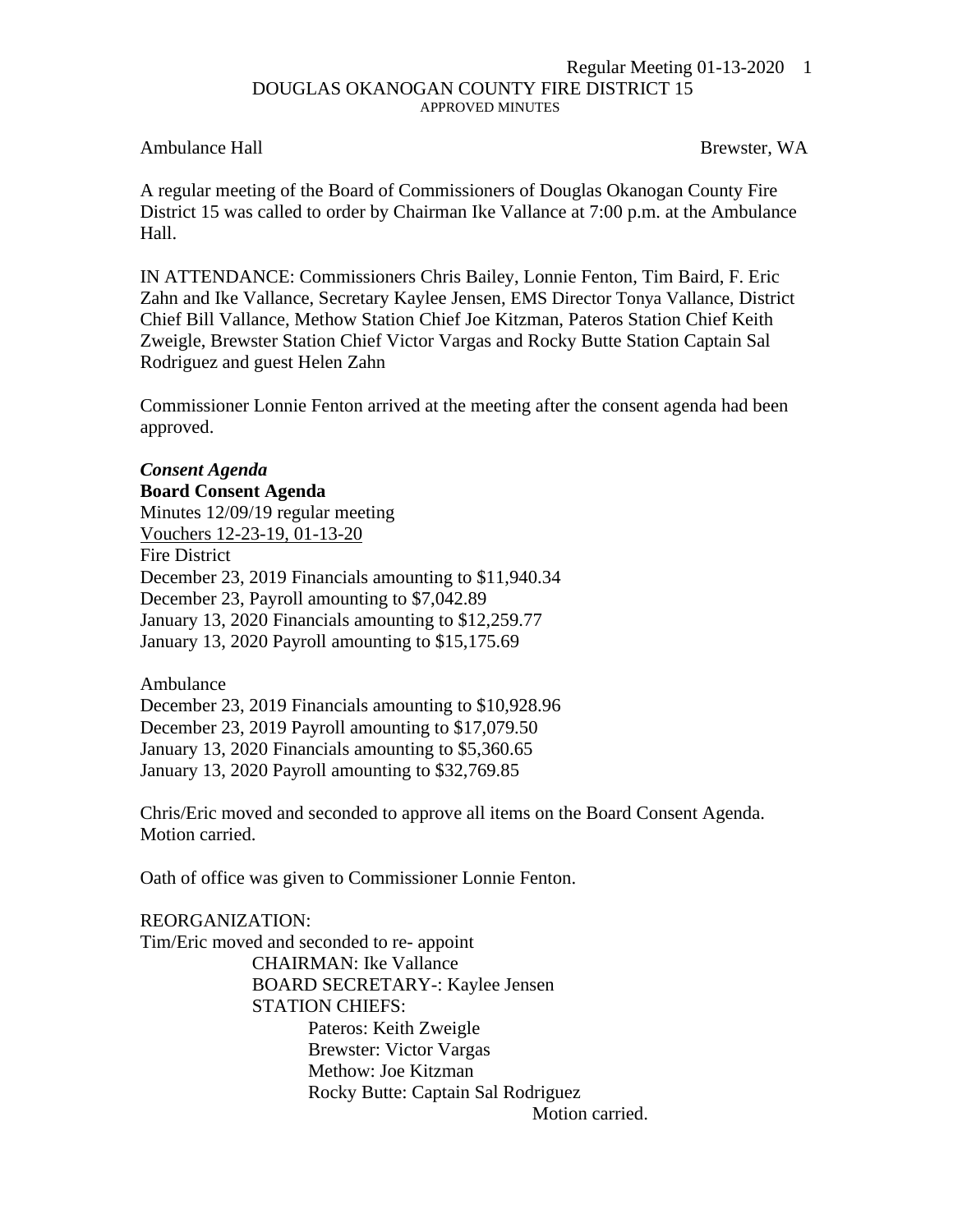DOUGLAS OKANOGAN COUNTY FIRE DISTRICT 15

APPROVED MINUTES

Ambulance Hall Brewster, WA

A regular meeting of the Board of Commissioners of Douglas Okanogan County Fire District 15 was called to order by Chairman Ike Vallance at 7:00 p.m. at the Ambulance Hall.

IN ATTENDANCE: Commissioners Chris Bailey, Lonnie Fenton, Tim Baird, F. Eric Zahn and Ike Vallance, Secretary Kaylee Jensen, EMS Director Tonya Vallance, District Chief Bill Vallance, Methow Station Chief Joe Kitzman, Pateros Station Chief Keith Zweigle, Brewster Station Chief Victor Vargas and Rocky Butte Station Captain Sal Rodriguez and guest Helen Zahn

Commissioner Lonnie Fenton arrived at the meeting after the consent agenda had been approved.

***Consent Agenda***

**Board Consent Agenda**

Minutes 12/09/19 regular meeting

Vouchers 12-23-19, 01-13-20

Fire District

December 23, 2019 Financials amounting to $11,940.34

December 23, Payroll amounting to $7,042.89

January 13, 2020 Financials amounting to $12,259.77

January 13, 2020 Payroll amounting to $15,175.69

Ambulance

December 23, 2019 Financials amounting to $10,928.96

December 23, 2019 Payroll amounting to $17,079.50

January 13, 2020 Financials amounting to $5,360.65

January 13, 2020 Payroll amounting to $32,769.85

Chris/Eric moved and seconded to approve all items on the Board Consent Agenda. Motion carried.

Oath of office was given to Commissioner Lonnie Fenton.

REORGANIZATION:

Tim/Eric moved and seconded to re- appoint

- CHAIRMAN: Ike Vallance
- BOARD SECRETARY-: Kaylee Jensen
- STATION CHIEFS:
  - Pateros: Keith Zweigle
  - Brewster: Victor Vargas
  - Methow: Joe Kitzman
  - Rocky Butte: Captain Sal Rodriguez

Motion carried.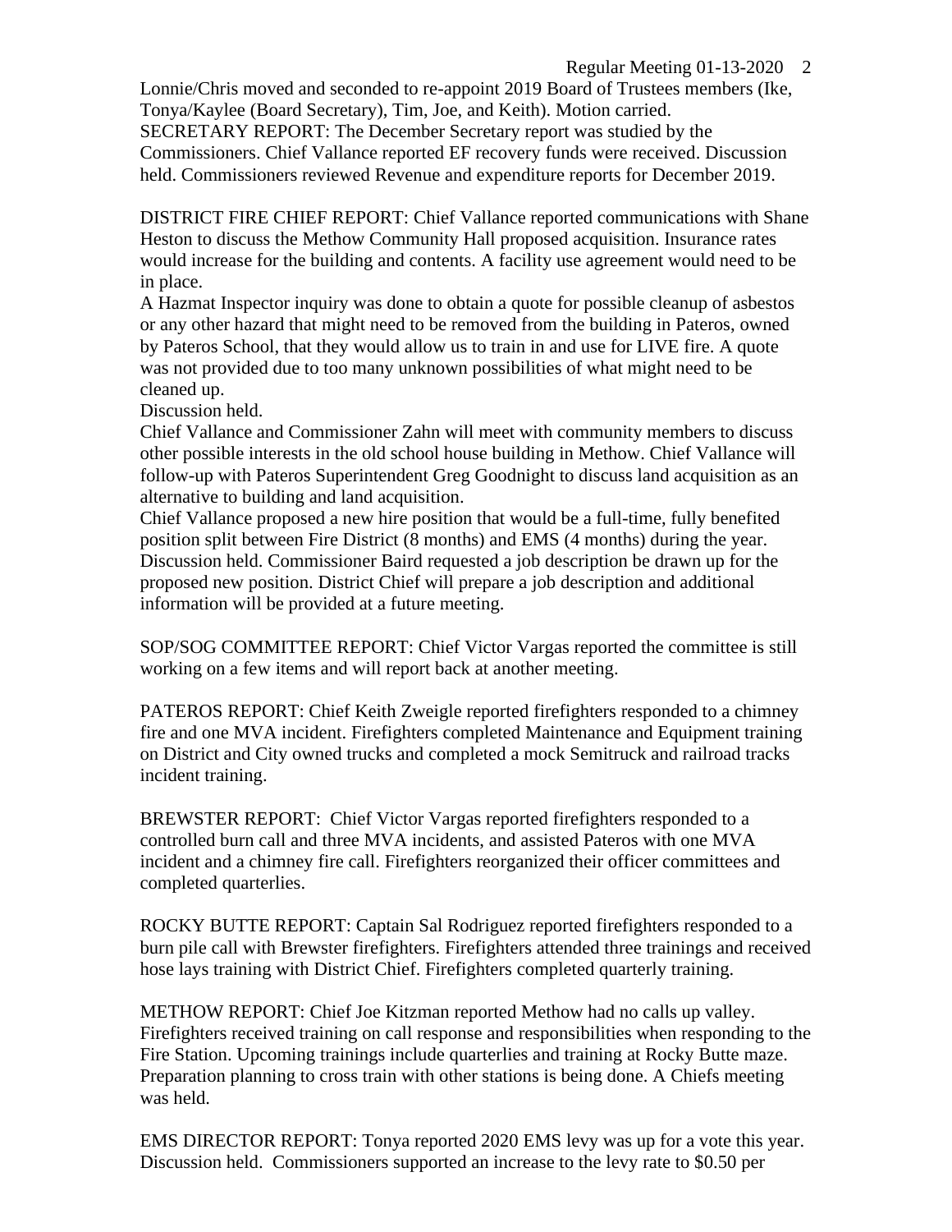Lonnie/Chris moved and seconded to re-appoint 2019 Board of Trustees members (Ike, Tonya/Kaylee (Board Secretary), Tim, Joe, and Keith). Motion carried.
SECRETARY REPORT: The December Secretary report was studied by the Commissioners. Chief Vallance reported EF recovery funds were received. Discussion held. Commissioners reviewed Revenue and expenditure reports for December 2019.

DISTRICT FIRE CHIEF REPORT: Chief Vallance reported communications with Shane Heston to discuss the Methow Community Hall proposed acquisition. Insurance rates would increase for the building and contents. A facility use agreement would need to be in place.
A Hazmat Inspector inquiry was done to obtain a quote for possible cleanup of asbestos or any other hazard that might need to be removed from the building in Pateros, owned by Pateros School, that they would allow us to train in and use for LIVE fire. A quote was not provided due to too many unknown possibilities of what might need to be cleaned up.
Discussion held.
Chief Vallance and Commissioner Zahn will meet with community members to discuss other possible interests in the old school house building in Methow. Chief Vallance will follow-up with Pateros Superintendent Greg Goodnight to discuss land acquisition as an alternative to building and land acquisition.
Chief Vallance proposed a new hire position that would be a full-time, fully benefited position split between Fire District (8 months) and EMS (4 months) during the year. Discussion held. Commissioner Baird requested a job description be drawn up for the proposed new position. District Chief will prepare a job description and additional information will be provided at a future meeting.

SOP/SOG COMMITTEE REPORT: Chief Victor Vargas reported the committee is still working on a few items and will report back at another meeting.

PATEROS REPORT: Chief Keith Zweigle reported firefighters responded to a chimney fire and one MVA incident. Firefighters completed Maintenance and Equipment training on District and City owned trucks and completed a mock Semitruck and railroad tracks incident training.

BREWSTER REPORT: Chief Victor Vargas reported firefighters responded to a controlled burn call and three MVA incidents, and assisted Pateros with one MVA incident and a chimney fire call. Firefighters reorganized their officer committees and completed quarterlies.

ROCKY BUTTE REPORT: Captain Sal Rodriguez reported firefighters responded to a burn pile call with Brewster firefighters. Firefighters attended three trainings and received hose lays training with District Chief. Firefighters completed quarterly training.

METHOW REPORT: Chief Joe Kitzman reported Methow had no calls up valley. Firefighters received training on call response and responsibilities when responding to the Fire Station. Upcoming trainings include quarterlies and training at Rocky Butte maze. Preparation planning to cross train with other stations is being done. A Chiefs meeting was held.

EMS DIRECTOR REPORT: Tonya reported 2020 EMS levy was up for a vote this year. Discussion held. Commissioners supported an increase to the levy rate to $0.50 per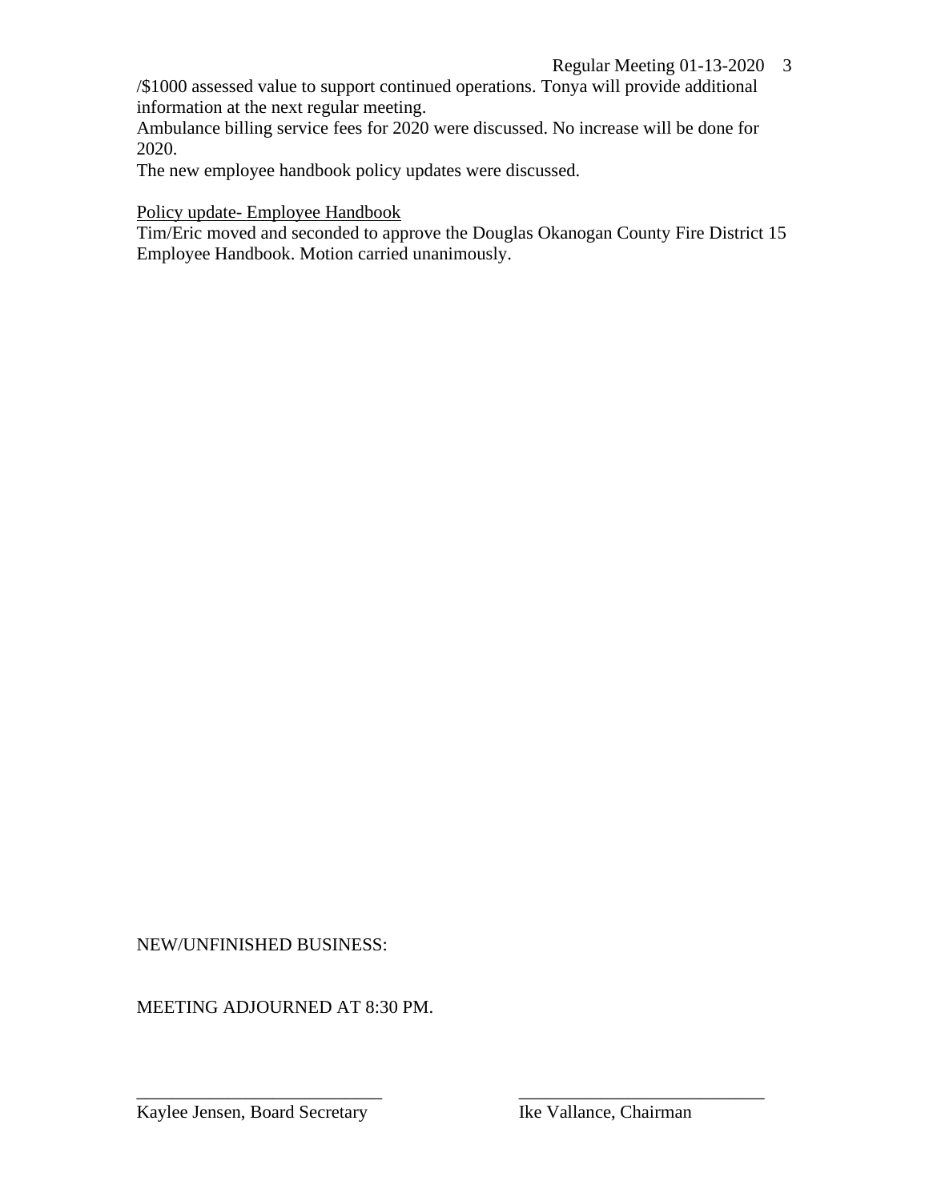/$1000 assessed value to support continued operations. Tonya will provide additional information at the next regular meeting.

Ambulance billing service fees for 2020 were discussed. No increase will be done for 2020.

The new employee handbook policy updates were discussed.

Policy update- Employee Handbook

Tim/Eric moved and seconded to approve the Douglas Okanogan County Fire District 15 Employee Handbook. Motion carried unanimously.

NEW/UNFINISHED BUSINESS:

MEETING ADJOURNED AT 8:30 PM.

___________________________ ___________________________

Kaylee Jensen, Board Secretary Ike Vallance, Chairman